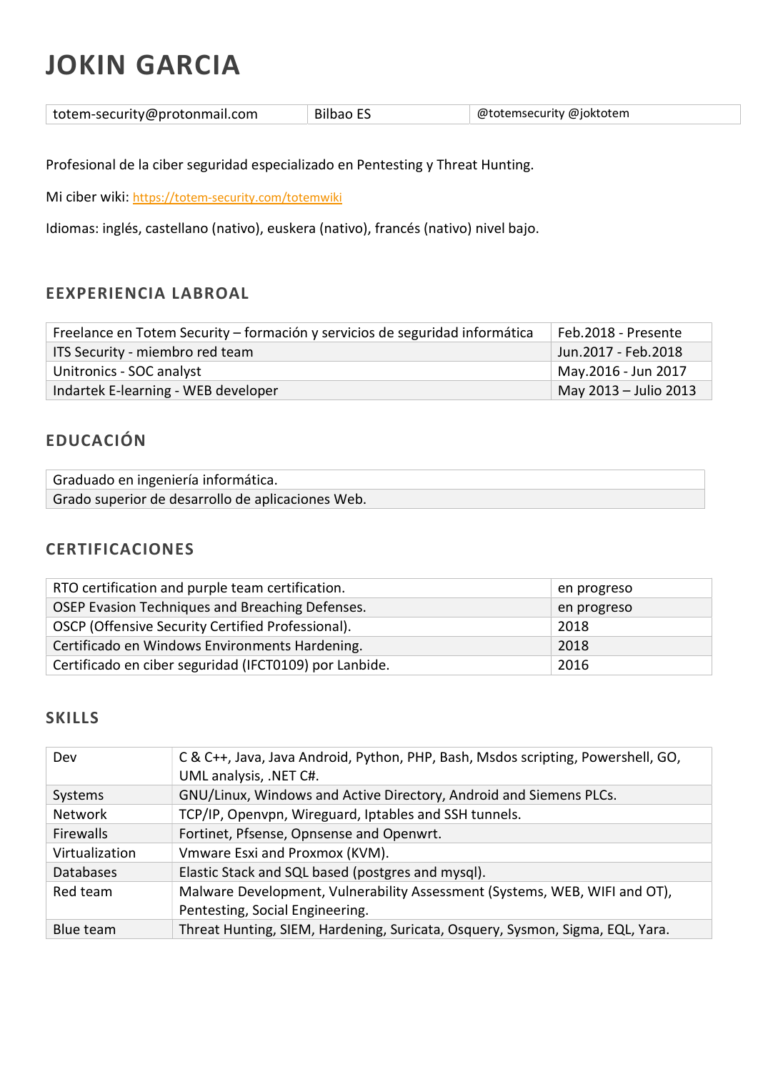# JOKIN GARCIA

| totem-security@protonmail.com | Bilbao ES | @totemsecurity @joktotem |
|---|---|---|

Profesional de la ciber seguridad especializado en Pentesting y Threat Hunting.

Mi ciber wiki: [https://totem-security.com/totemwiki](https://totem-security.com/totemwiki)

Idiomas: inglés, castellano (nativo), euskera (nativo), francés (nativo) nivel bajo.

## EEXPERIENCIA LABROAL

| | |
|---|---|
| Freelance en Totem Security – formación y servicios de seguridad informática | Feb.2018 - Presente |
| ITS Security - miembro red team | Jun.2017 - Feb.2018 |
| Unitronics - SOC analyst | May.2016 - Jun 2017 |
| Indartek E-learning - WEB developer | May 2013 – Julio 2013 |

## EDUCACIÓN

| |
|---|
| Graduado en ingeniería informática. |
| Grado superior de desarrollo de aplicaciones Web. |

## CERTIFICACIONES

| | |
|---|---|
| RTO certification and purple team certification. | en progreso |
| OSEP Evasion Techniques and Breaching Defenses. | en progreso |
| OSCP (Offensive Security Certified Professional). | 2018 |
| Certificado en Windows Environments Hardening. | 2018 |
| Certificado en ciber seguridad (IFCT0109) por Lanbide. | 2016 |

## SKILLS

| | |
|---|---|
| Dev | C & C++, Java, Java Android, Python, PHP, Bash, Msdos scripting, Powershell, GO, UML analysis, .NET C#. |
| Systems | GNU/Linux, Windows and Active Directory, Android and Siemens PLCs. |
| Network | TCP/IP, Openvpn, Wireguard, Iptables and SSH tunnels. |
| Firewalls | Fortinet, Pfsense, Opnsense and Openwrt. |
| Virtualization | Vmware Esxi and Proxmox (KVM). |
| Databases | Elastic Stack and SQL based (postgres and mysql). |
| Red team | Malware Development, Vulnerability Assessment (Systems, WEB, WIFI and OT), Pentesting, Social Engineering. |
| Blue team | Threat Hunting, SIEM, Hardening, Suricata, Osquery, Sysmon, Sigma, EQL, Yara. |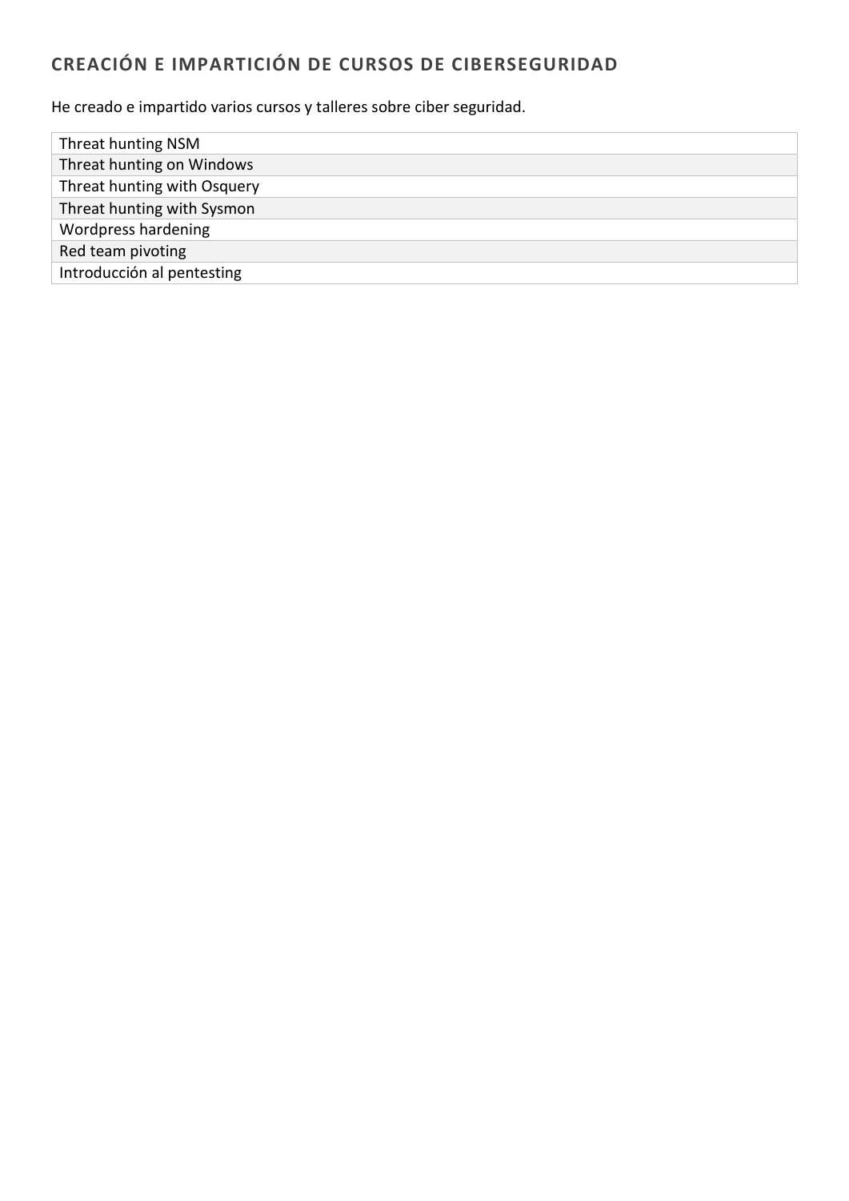## CREACIÓN E IMPARTICIÓN DE CURSOS DE CIBERSEGURIDAD

He creado e impartido varios cursos y talleres sobre ciber seguridad.

| |
|---|
| Threat hunting NSM |
| Threat hunting on Windows |
| Threat hunting with Osquery |
| Threat hunting with Sysmon |
| Wordpress hardening |
| Red team pivoting |
| Introducción al pentesting |